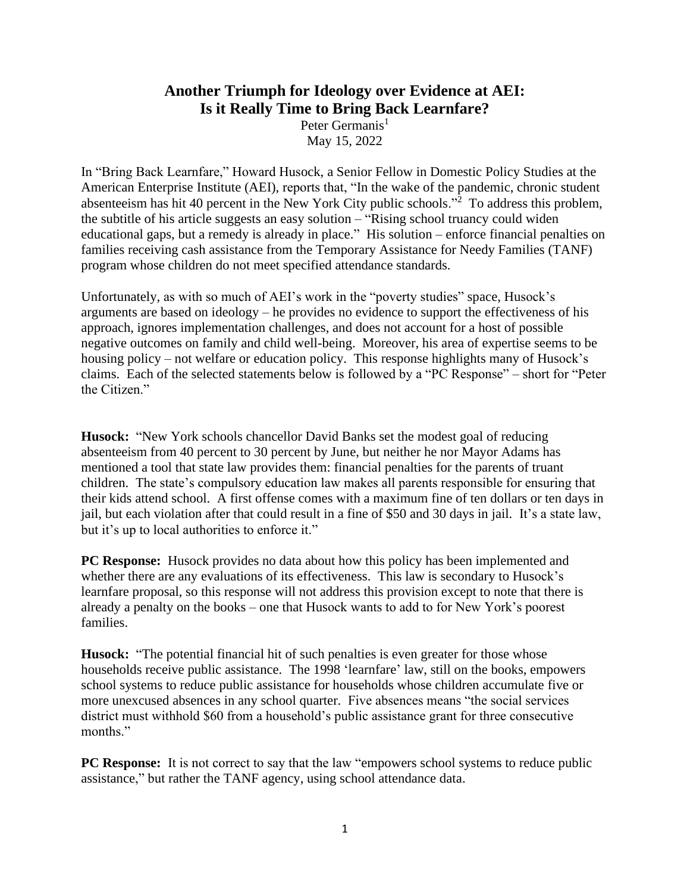# Another Triumph for Ideology over Evidence at AEI: Is it Really Time to Bring Back Learnfare?

Peter Germanis[1]
May 15, 2022

In "Bring Back Learnfare," Howard Husock, a Senior Fellow in Domestic Policy Studies at the American Enterprise Institute (AEI), reports that, "In the wake of the pandemic, chronic student absenteeism has hit 40 percent in the New York City public schools."[2] To address this problem, the subtitle of his article suggests an easy solution – "Rising school truancy could widen educational gaps, but a remedy is already in place." His solution – enforce financial penalties on families receiving cash assistance from the Temporary Assistance for Needy Families (TANF) program whose children do not meet specified attendance standards.

Unfortunately, as with so much of AEI's work in the "poverty studies" space, Husock's arguments are based on ideology – he provides no evidence to support the effectiveness of his approach, ignores implementation challenges, and does not account for a host of possible negative outcomes on family and child well-being. Moreover, his area of expertise seems to be housing policy – not welfare or education policy. This response highlights many of Husock's claims. Each of the selected statements below is followed by a "PC Response" – short for "Peter the Citizen."

**Husock:** "New York schools chancellor David Banks set the modest goal of reducing absenteeism from 40 percent to 30 percent by June, but neither he nor Mayor Adams has mentioned a tool that state law provides them: financial penalties for the parents of truant children. The state's compulsory education law makes all parents responsible for ensuring that their kids attend school. A first offense comes with a maximum fine of ten dollars or ten days in jail, but each violation after that could result in a fine of $50 and 30 days in jail. It's a state law, but it's up to local authorities to enforce it."

**PC Response:** Husock provides no data about how this policy has been implemented and whether there are any evaluations of its effectiveness. This law is secondary to Husock's learnfare proposal, so this response will not address this provision except to note that there is already a penalty on the books – one that Husock wants to add to for New York's poorest families.

**Husock:** "The potential financial hit of such penalties is even greater for those whose households receive public assistance. The 1998 'learnfare' law, still on the books, empowers school systems to reduce public assistance for households whose children accumulate five or more unexcused absences in any school quarter. Five absences means "the social services district must withhold $60 from a household's public assistance grant for three consecutive months."

**PC Response:** It is not correct to say that the law "empowers school systems to reduce public assistance," but rather the TANF agency, using school attendance data.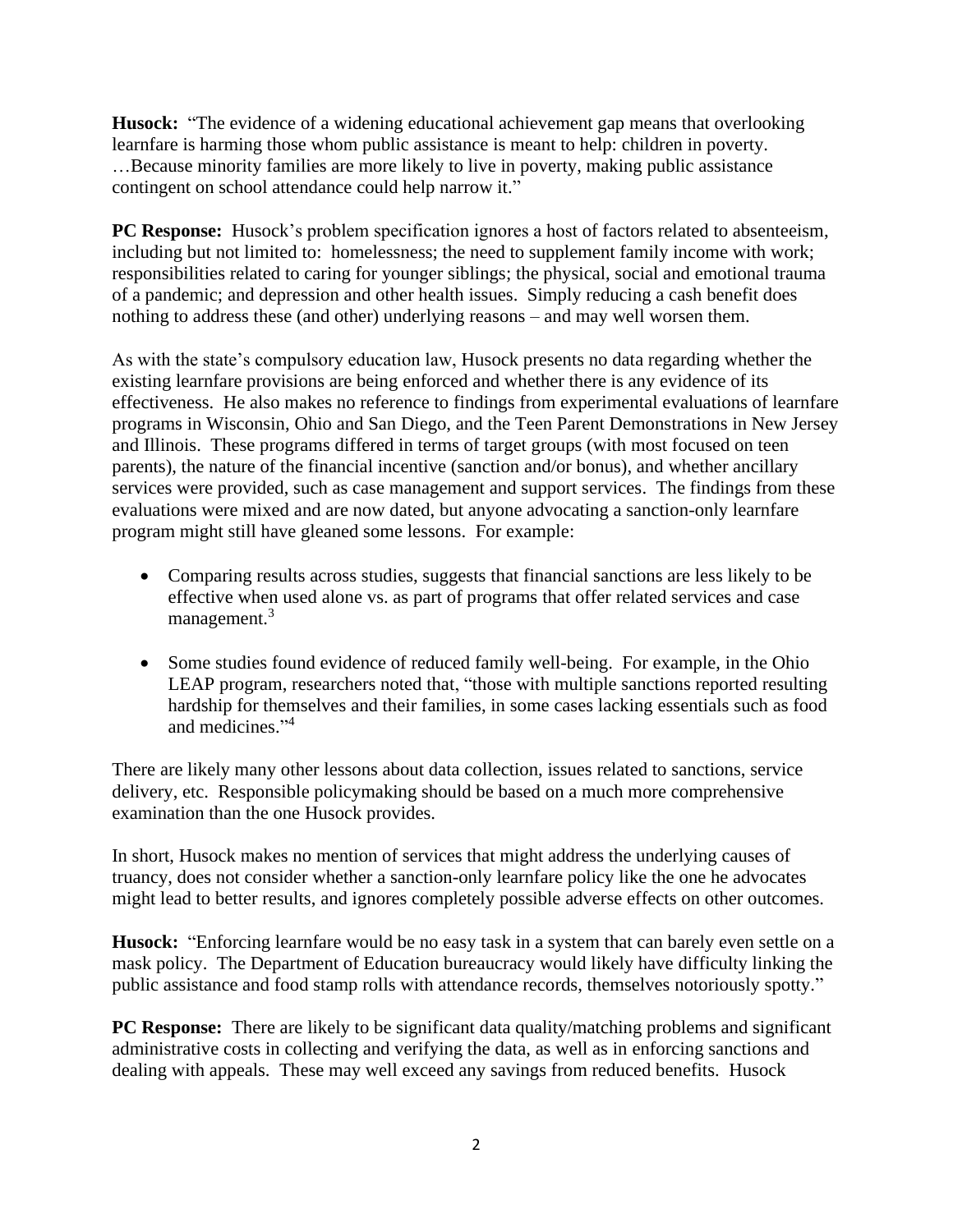**Husock:** "The evidence of a widening educational achievement gap means that overlooking learnfare is harming those whom public assistance is meant to help: children in poverty. …Because minority families are more likely to live in poverty, making public assistance contingent on school attendance could help narrow it."

**PC Response:** Husock's problem specification ignores a host of factors related to absenteeism, including but not limited to: homelessness; the need to supplement family income with work; responsibilities related to caring for younger siblings; the physical, social and emotional trauma of a pandemic; and depression and other health issues. Simply reducing a cash benefit does nothing to address these (and other) underlying reasons – and may well worsen them.

As with the state's compulsory education law, Husock presents no data regarding whether the existing learnfare provisions are being enforced and whether there is any evidence of its effectiveness. He also makes no reference to findings from experimental evaluations of learnfare programs in Wisconsin, Ohio and San Diego, and the Teen Parent Demonstrations in New Jersey and Illinois. These programs differed in terms of target groups (with most focused on teen parents), the nature of the financial incentive (sanction and/or bonus), and whether ancillary services were provided, such as case management and support services. The findings from these evaluations were mixed and are now dated, but anyone advocating a sanction-only learnfare program might still have gleaned some lessons. For example:

- Comparing results across studies, suggests that financial sanctions are less likely to be effective when used alone vs. as part of programs that offer related services and case management.[3]

- Some studies found evidence of reduced family well-being. For example, in the Ohio LEAP program, researchers noted that, "those with multiple sanctions reported resulting hardship for themselves and their families, in some cases lacking essentials such as food and medicines."[4]

There are likely many other lessons about data collection, issues related to sanctions, service delivery, etc. Responsible policymaking should be based on a much more comprehensive examination than the one Husock provides.

In short, Husock makes no mention of services that might address the underlying causes of truancy, does not consider whether a sanction-only learnfare policy like the one he advocates might lead to better results, and ignores completely possible adverse effects on other outcomes.

**Husock:** "Enforcing learnfare would be no easy task in a system that can barely even settle on a mask policy. The Department of Education bureaucracy would likely have difficulty linking the public assistance and food stamp rolls with attendance records, themselves notoriously spotty."

**PC Response:** There are likely to be significant data quality/matching problems and significant administrative costs in collecting and verifying the data, as well as in enforcing sanctions and dealing with appeals. These may well exceed any savings from reduced benefits. Husock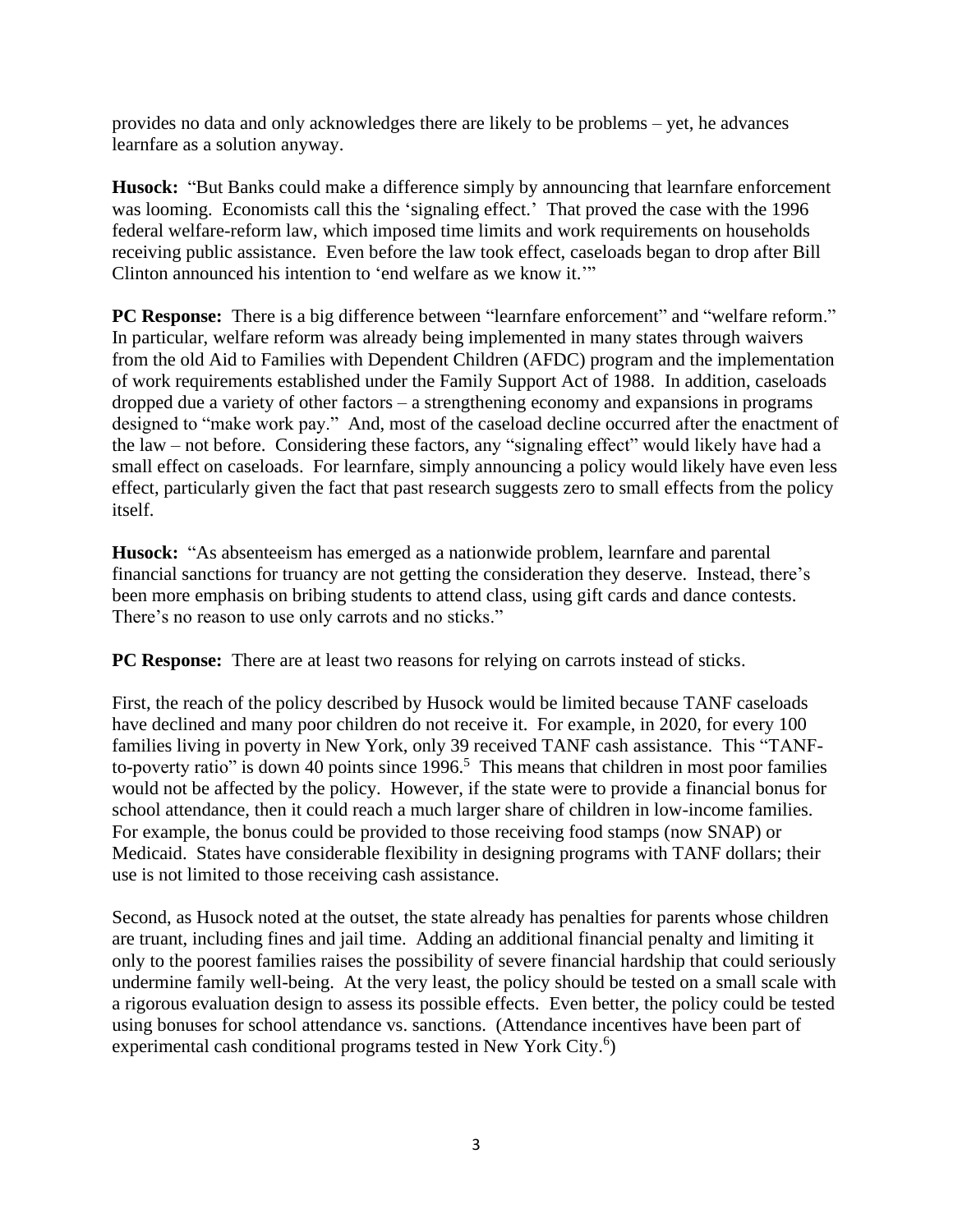provides no data and only acknowledges there are likely to be problems – yet, he advances learnfare as a solution anyway.

**Husock:** "But Banks could make a difference simply by announcing that learnfare enforcement was looming. Economists call this the 'signaling effect.' That proved the case with the 1996 federal welfare-reform law, which imposed time limits and work requirements on households receiving public assistance. Even before the law took effect, caseloads began to drop after Bill Clinton announced his intention to 'end welfare as we know it.'"

**PC Response:** There is a big difference between "learnfare enforcement" and "welfare reform." In particular, welfare reform was already being implemented in many states through waivers from the old Aid to Families with Dependent Children (AFDC) program and the implementation of work requirements established under the Family Support Act of 1988. In addition, caseloads dropped due a variety of other factors – a strengthening economy and expansions in programs designed to "make work pay." And, most of the caseload decline occurred after the enactment of the law – not before. Considering these factors, any "signaling effect" would likely have had a small effect on caseloads. For learnfare, simply announcing a policy would likely have even less effect, particularly given the fact that past research suggests zero to small effects from the policy itself.

**Husock:** "As absenteeism has emerged as a nationwide problem, learnfare and parental financial sanctions for truancy are not getting the consideration they deserve. Instead, there's been more emphasis on bribing students to attend class, using gift cards and dance contests. There's no reason to use only carrots and no sticks."

**PC Response:** There are at least two reasons for relying on carrots instead of sticks.

First, the reach of the policy described by Husock would be limited because TANF caseloads have declined and many poor children do not receive it. For example, in 2020, for every 100 families living in poverty in New York, only 39 received TANF cash assistance. This "TANF-to-poverty ratio" is down 40 points since 1996.[5] This means that children in most poor families would not be affected by the policy. However, if the state were to provide a financial bonus for school attendance, then it could reach a much larger share of children in low-income families. For example, the bonus could be provided to those receiving food stamps (now SNAP) or Medicaid. States have considerable flexibility in designing programs with TANF dollars; their use is not limited to those receiving cash assistance.

Second, as Husock noted at the outset, the state already has penalties for parents whose children are truant, including fines and jail time. Adding an additional financial penalty and limiting it only to the poorest families raises the possibility of severe financial hardship that could seriously undermine family well-being. At the very least, the policy should be tested on a small scale with a rigorous evaluation design to assess its possible effects. Even better, the policy could be tested using bonuses for school attendance vs. sanctions. (Attendance incentives have been part of experimental cash conditional programs tested in New York City.[6])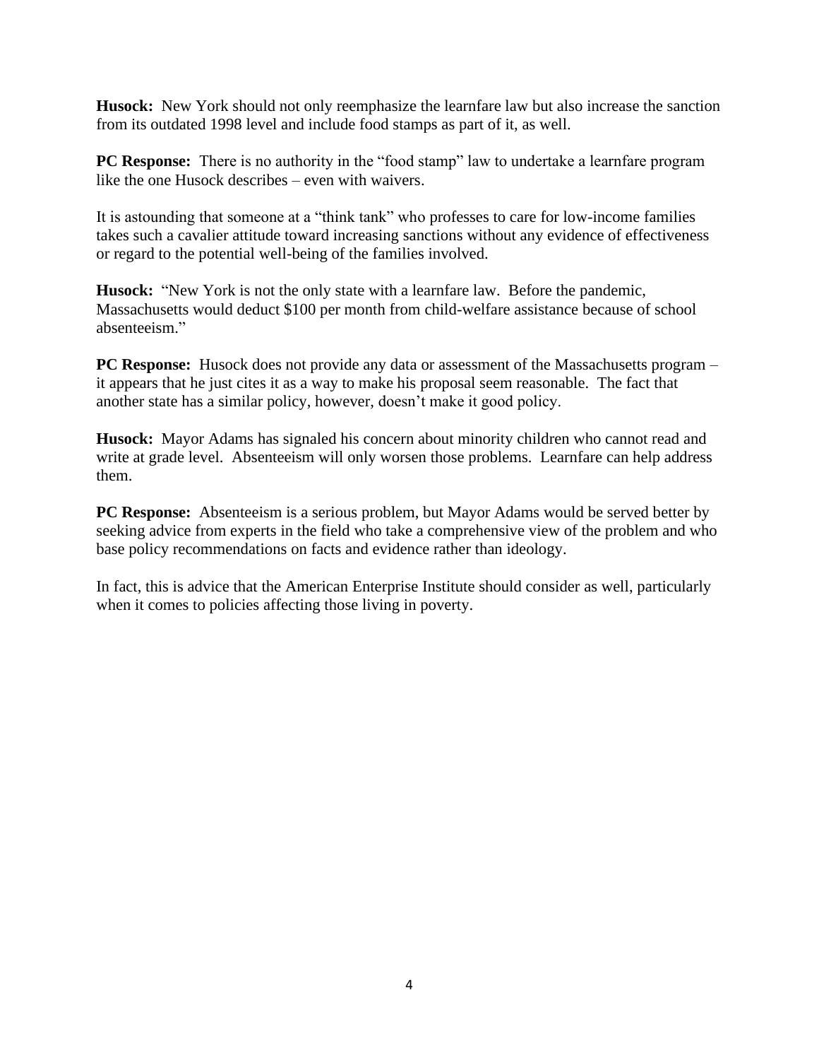**Husock:** New York should not only reemphasize the learnfare law but also increase the sanction from its outdated 1998 level and include food stamps as part of it, as well.

**PC Response:** There is no authority in the "food stamp" law to undertake a learnfare program like the one Husock describes – even with waivers.

It is astounding that someone at a "think tank" who professes to care for low-income families takes such a cavalier attitude toward increasing sanctions without any evidence of effectiveness or regard to the potential well-being of the families involved.

**Husock:** "New York is not the only state with a learnfare law. Before the pandemic, Massachusetts would deduct $100 per month from child-welfare assistance because of school absenteeism."

**PC Response:** Husock does not provide any data or assessment of the Massachusetts program – it appears that he just cites it as a way to make his proposal seem reasonable. The fact that another state has a similar policy, however, doesn't make it good policy.

**Husock:** Mayor Adams has signaled his concern about minority children who cannot read and write at grade level. Absenteeism will only worsen those problems. Learnfare can help address them.

**PC Response:** Absenteeism is a serious problem, but Mayor Adams would be served better by seeking advice from experts in the field who take a comprehensive view of the problem and who base policy recommendations on facts and evidence rather than ideology.

In fact, this is advice that the American Enterprise Institute should consider as well, particularly when it comes to policies affecting those living in poverty.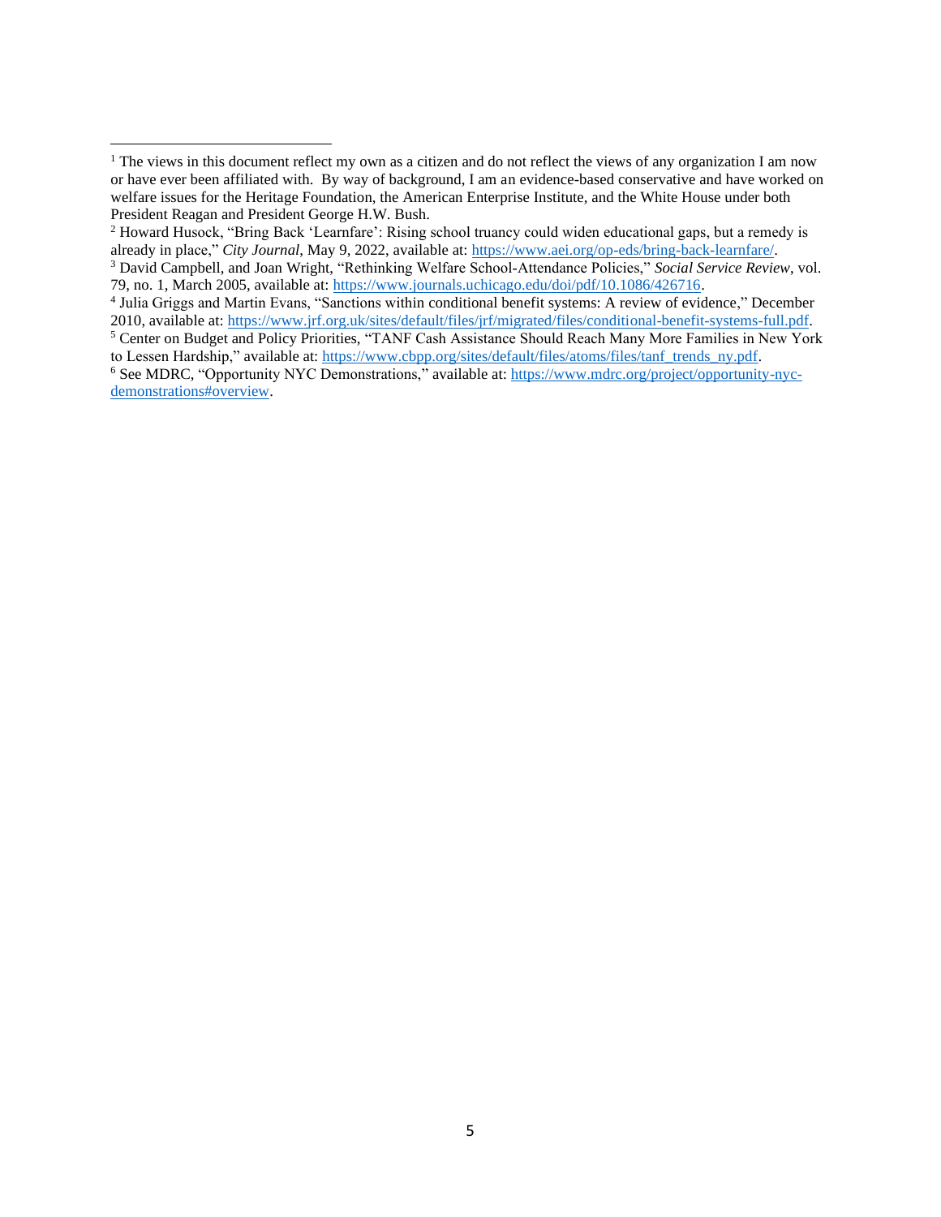[1] The views in this document reflect my own as a citizen and do not reflect the views of any organization I am now or have ever been affiliated with. By way of background, I am an evidence-based conservative and have worked on welfare issues for the Heritage Foundation, the American Enterprise Institute, and the White House under both President Reagan and President George H.W. Bush.

[2] Howard Husock, "Bring Back 'Learnfare': Rising school truancy could widen educational gaps, but a remedy is already in place," *City Journal*, May 9, 2022, available at: https://www.aei.org/op-eds/bring-back-learnfare/.

[3] David Campbell, and Joan Wright, "Rethinking Welfare School-Attendance Policies," *Social Service Review*, vol. 79, no. 1, March 2005, available at: https://www.journals.uchicago.edu/doi/pdf/10.1086/426716.

[4] Julia Griggs and Martin Evans, "Sanctions within conditional benefit systems: A review of evidence," December 2010, available at: https://www.jrf.org.uk/sites/default/files/jrf/migrated/files/conditional-benefit-systems-full.pdf.

[5] Center on Budget and Policy Priorities, "TANF Cash Assistance Should Reach Many More Families in New York to Lessen Hardship," available at: https://www.cbpp.org/sites/default/files/atoms/files/tanf_trends_ny.pdf.

[6] See MDRC, "Opportunity NYC Demonstrations," available at: https://www.mdrc.org/project/opportunity-nyc-demonstrations#overview.